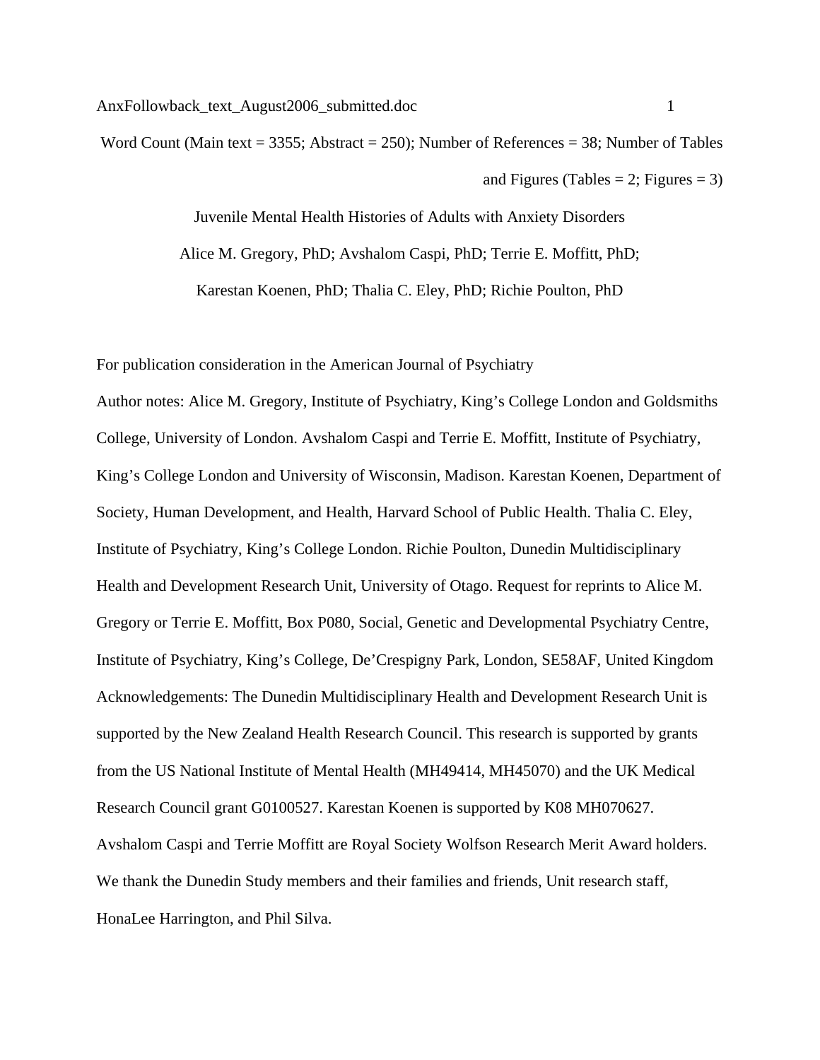Word Count (Main text = 3355; Abstract = 250); Number of References = 38; Number of Tables and Figures (Tables = 2; Figures = 3)

# Juvenile Mental Health Histories of Adults with Anxiety Disorders

Alice M. Gregory, PhD; Avshalom Caspi, PhD; Terrie E. Moffitt, PhD; Karestan Koenen, PhD; Thalia C. Eley, PhD; Richie Poulton, PhD

For publication consideration in the American Journal of Psychiatry

Author notes: Alice M. Gregory, Institute of Psychiatry, King's College London and Goldsmiths College, University of London. Avshalom Caspi and Terrie E. Moffitt, Institute of Psychiatry, King's College London and University of Wisconsin, Madison. Karestan Koenen, Department of Society, Human Development, and Health, Harvard School of Public Health. Thalia C. Eley, Institute of Psychiatry, King's College London. Richie Poulton, Dunedin Multidisciplinary Health and Development Research Unit, University of Otago. Request for reprints to Alice M. Gregory or Terrie E. Moffitt, Box P080, Social, Genetic and Developmental Psychiatry Centre, Institute of Psychiatry, King's College, De'Crespigny Park, London, SE58AF, United Kingdom

Acknowledgements: The Dunedin Multidisciplinary Health and Development Research Unit is supported by the New Zealand Health Research Council. This research is supported by grants from the US National Institute of Mental Health (MH49414, MH45070) and the UK Medical Research Council grant G0100527. Karestan Koenen is supported by K08 MH070627. Avshalom Caspi and Terrie Moffitt are Royal Society Wolfson Research Merit Award holders. We thank the Dunedin Study members and their families and friends, Unit research staff, HonaLee Harrington, and Phil Silva.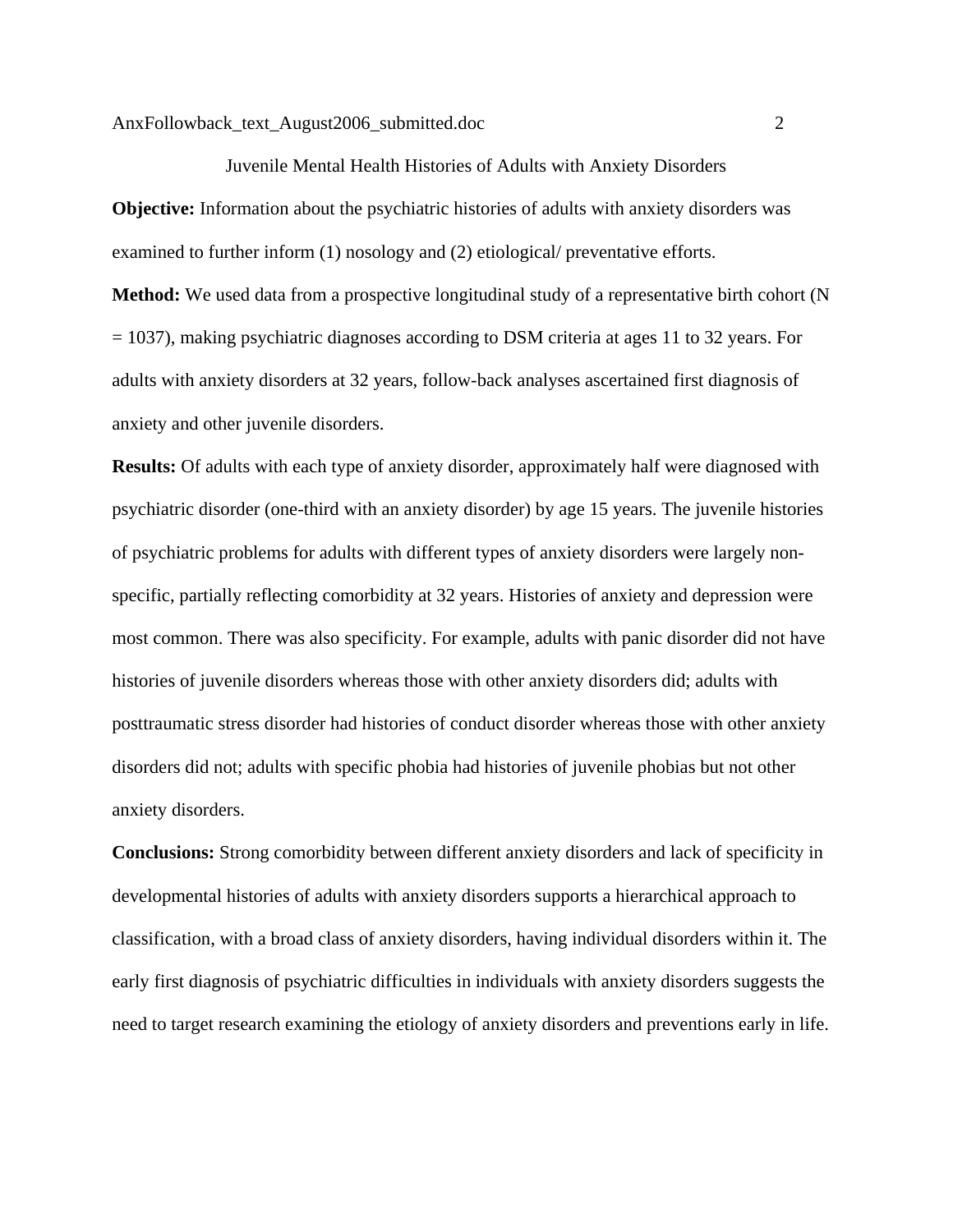# Juvenile Mental Health Histories of Adults with Anxiety Disorders

**Objective:** Information about the psychiatric histories of adults with anxiety disorders was examined to further inform (1) nosology and (2) etiological/ preventative efforts.

**Method:** We used data from a prospective longitudinal study of a representative birth cohort (N = 1037), making psychiatric diagnoses according to DSM criteria at ages 11 to 32 years. For adults with anxiety disorders at 32 years, follow-back analyses ascertained first diagnosis of anxiety and other juvenile disorders.

**Results:** Of adults with each type of anxiety disorder, approximately half were diagnosed with psychiatric disorder (one-third with an anxiety disorder) by age 15 years. The juvenile histories of psychiatric problems for adults with different types of anxiety disorders were largely non-specific, partially reflecting comorbidity at 32 years. Histories of anxiety and depression were most common. There was also specificity. For example, adults with panic disorder did not have histories of juvenile disorders whereas those with other anxiety disorders did; adults with posttraumatic stress disorder had histories of conduct disorder whereas those with other anxiety disorders did not; adults with specific phobia had histories of juvenile phobias but not other anxiety disorders.

**Conclusions:** Strong comorbidity between different anxiety disorders and lack of specificity in developmental histories of adults with anxiety disorders supports a hierarchical approach to classification, with a broad class of anxiety disorders, having individual disorders within it. The early first diagnosis of psychiatric difficulties in individuals with anxiety disorders suggests the need to target research examining the etiology of anxiety disorders and preventions early in life.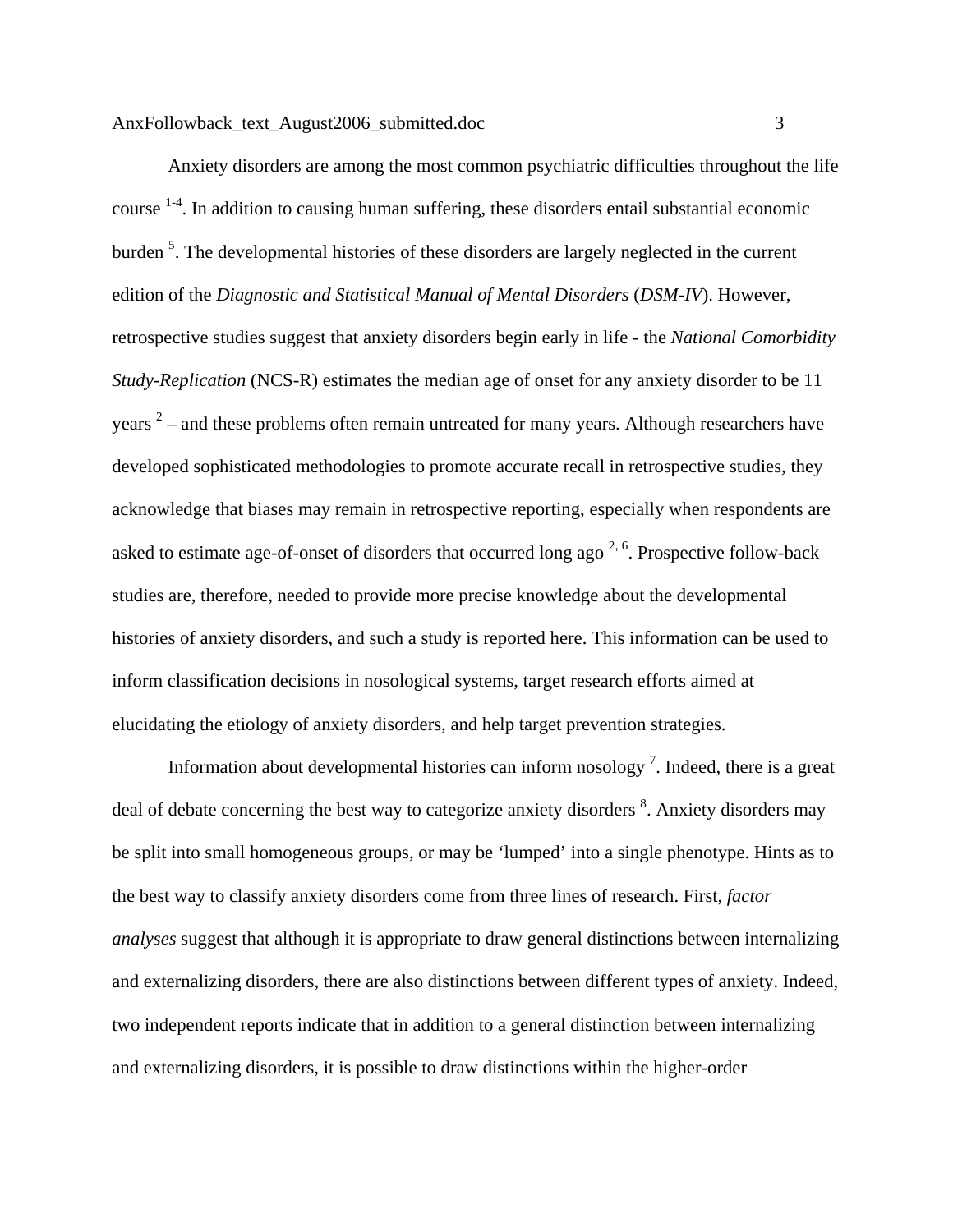Anxiety disorders are among the most common psychiatric difficulties throughout the life course [1-4]. In addition to causing human suffering, these disorders entail substantial economic burden [5]. The developmental histories of these disorders are largely neglected in the current edition of the *Diagnostic and Statistical Manual of Mental Disorders* (*DSM-IV*). However, retrospective studies suggest that anxiety disorders begin early in life - the *National Comorbidity Study-Replication* (NCS-R) estimates the median age of onset for any anxiety disorder to be 11 years [2] – and these problems often remain untreated for many years. Although researchers have developed sophisticated methodologies to promote accurate recall in retrospective studies, they acknowledge that biases may remain in retrospective reporting, especially when respondents are asked to estimate age-of-onset of disorders that occurred long ago [2, 6]. Prospective follow-back studies are, therefore, needed to provide more precise knowledge about the developmental histories of anxiety disorders, and such a study is reported here. This information can be used to inform classification decisions in nosological systems, target research efforts aimed at elucidating the etiology of anxiety disorders, and help target prevention strategies.

Information about developmental histories can inform nosology [7]. Indeed, there is a great deal of debate concerning the best way to categorize anxiety disorders [8]. Anxiety disorders may be split into small homogeneous groups, or may be 'lumped' into a single phenotype. Hints as to the best way to classify anxiety disorders come from three lines of research. First, *factor analyses* suggest that although it is appropriate to draw general distinctions between internalizing and externalizing disorders, there are also distinctions between different types of anxiety. Indeed, two independent reports indicate that in addition to a general distinction between internalizing and externalizing disorders, it is possible to draw distinctions within the higher-order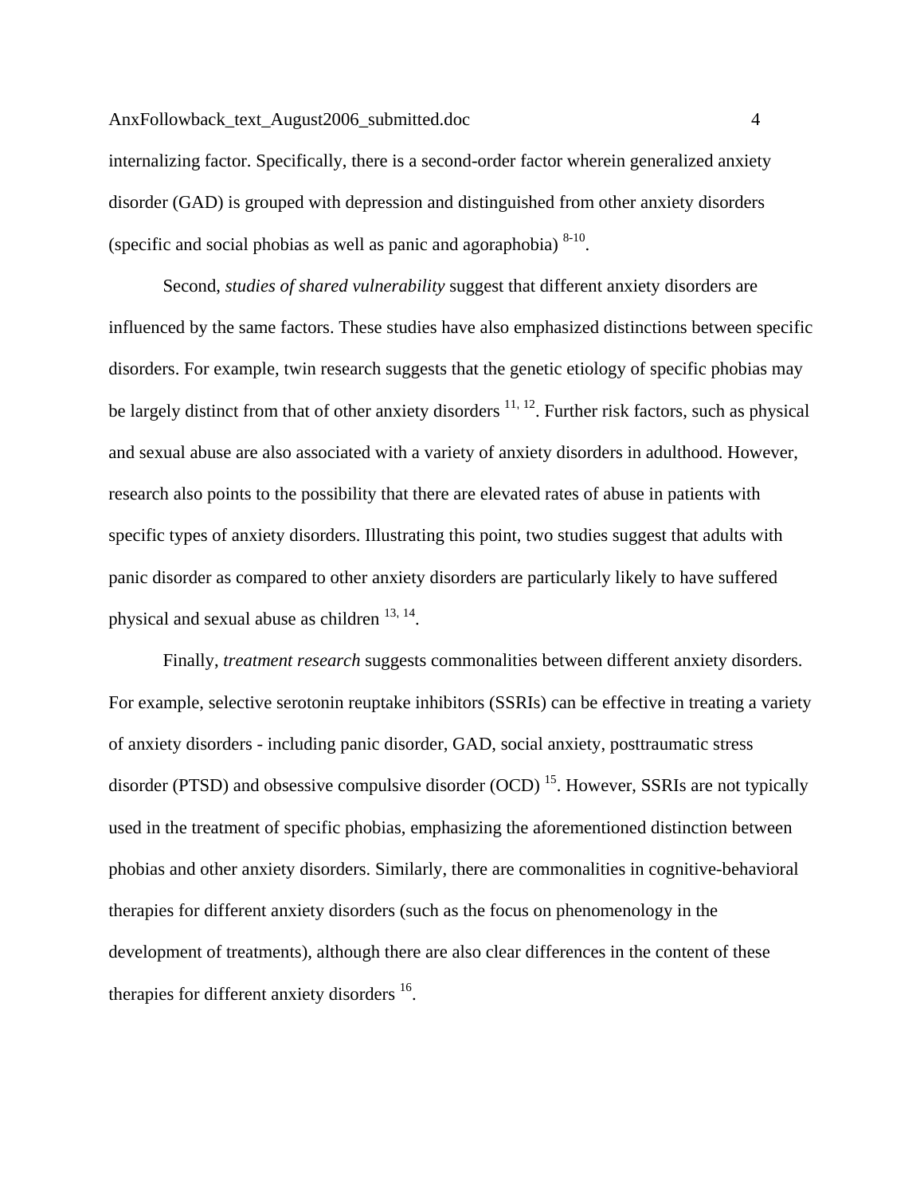internalizing factor. Specifically, there is a second-order factor wherein generalized anxiety disorder (GAD) is grouped with depression and distinguished from other anxiety disorders (specific and social phobias as well as panic and agoraphobia) [8-10].

Second, *studies of shared vulnerability* suggest that different anxiety disorders are influenced by the same factors. These studies have also emphasized distinctions between specific disorders. For example, twin research suggests that the genetic etiology of specific phobias may be largely distinct from that of other anxiety disorders [11, 12]. Further risk factors, such as physical and sexual abuse are also associated with a variety of anxiety disorders in adulthood. However, research also points to the possibility that there are elevated rates of abuse in patients with specific types of anxiety disorders. Illustrating this point, two studies suggest that adults with panic disorder as compared to other anxiety disorders are particularly likely to have suffered physical and sexual abuse as children [13, 14].

Finally, *treatment research* suggests commonalities between different anxiety disorders. For example, selective serotonin reuptake inhibitors (SSRIs) can be effective in treating a variety of anxiety disorders - including panic disorder, GAD, social anxiety, posttraumatic stress disorder (PTSD) and obsessive compulsive disorder (OCD) [15]. However, SSRIs are not typically used in the treatment of specific phobias, emphasizing the aforementioned distinction between phobias and other anxiety disorders. Similarly, there are commonalities in cognitive-behavioral therapies for different anxiety disorders (such as the focus on phenomenology in the development of treatments), although there are also clear differences in the content of these therapies for different anxiety disorders [16].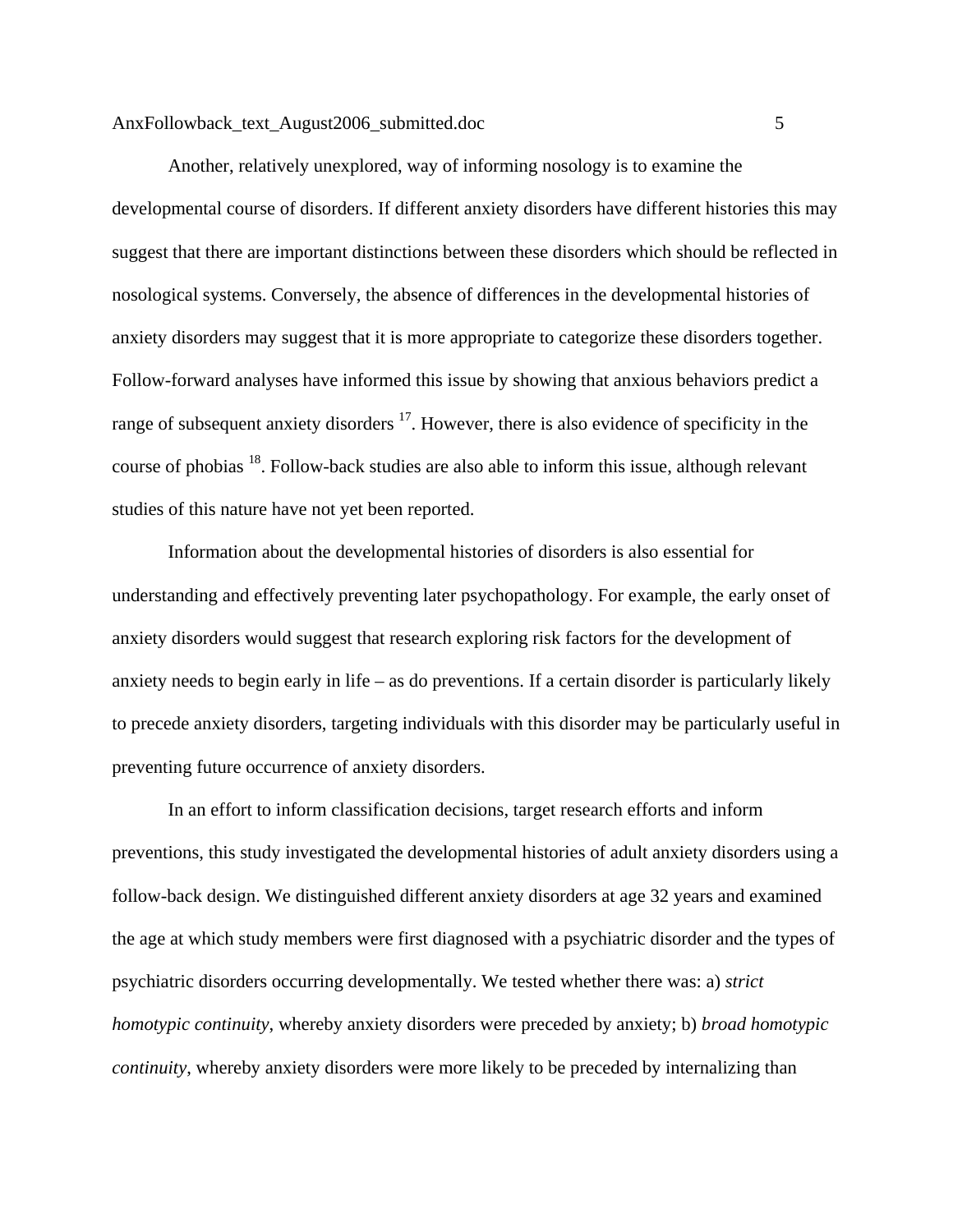Another, relatively unexplored, way of informing nosology is to examine the developmental course of disorders. If different anxiety disorders have different histories this may suggest that there are important distinctions between these disorders which should be reflected in nosological systems. Conversely, the absence of differences in the developmental histories of anxiety disorders may suggest that it is more appropriate to categorize these disorders together. Follow-forward analyses have informed this issue by showing that anxious behaviors predict a range of subsequent anxiety disorders [17]. However, there is also evidence of specificity in the course of phobias [18]. Follow-back studies are also able to inform this issue, although relevant studies of this nature have not yet been reported.

Information about the developmental histories of disorders is also essential for understanding and effectively preventing later psychopathology. For example, the early onset of anxiety disorders would suggest that research exploring risk factors for the development of anxiety needs to begin early in life – as do preventions. If a certain disorder is particularly likely to precede anxiety disorders, targeting individuals with this disorder may be particularly useful in preventing future occurrence of anxiety disorders.

In an effort to inform classification decisions, target research efforts and inform preventions, this study investigated the developmental histories of adult anxiety disorders using a follow-back design. We distinguished different anxiety disorders at age 32 years and examined the age at which study members were first diagnosed with a psychiatric disorder and the types of psychiatric disorders occurring developmentally. We tested whether there was: a) *strict homotypic continuity*, whereby anxiety disorders were preceded by anxiety; b) *broad homotypic continuity*, whereby anxiety disorders were more likely to be preceded by internalizing than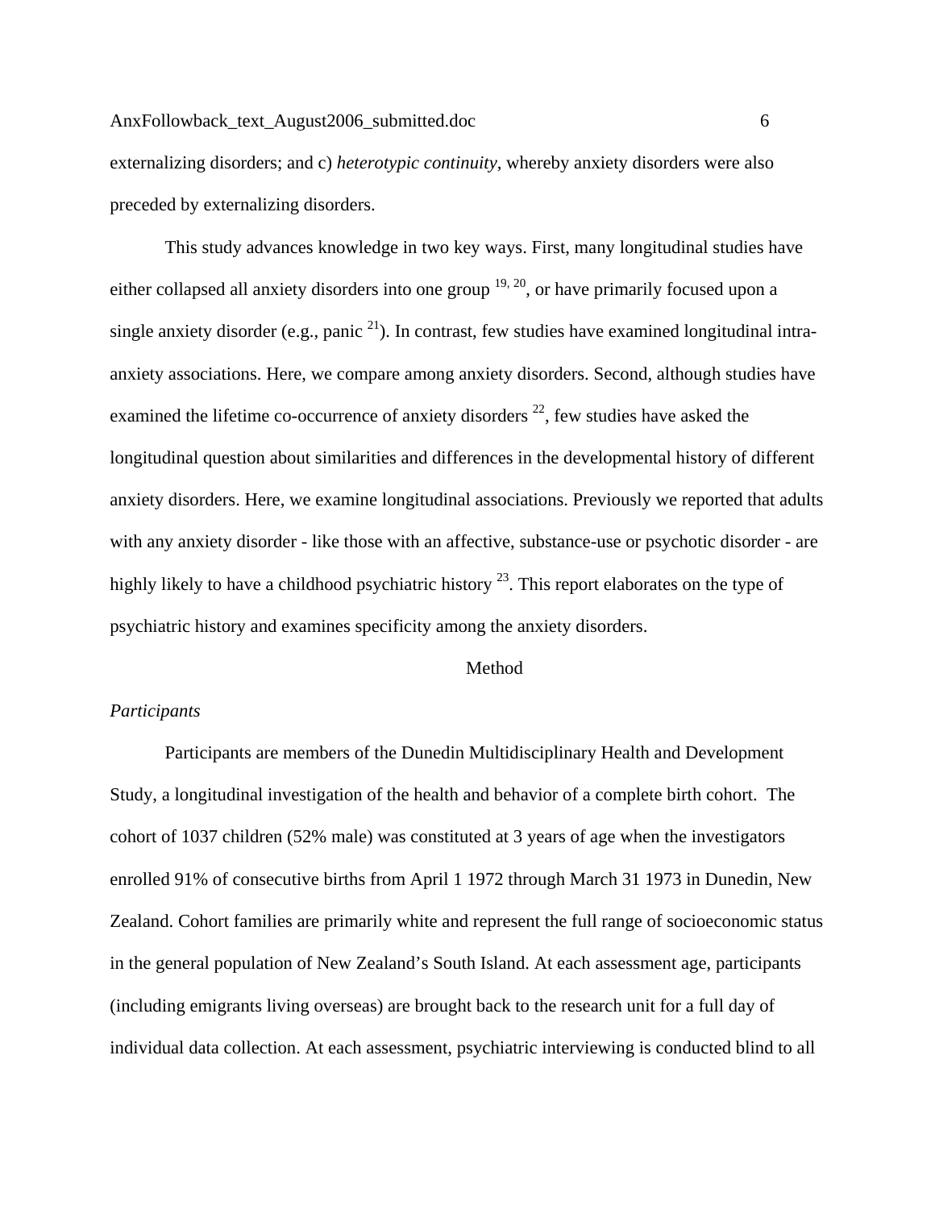externalizing disorders; and c) *heterotypic continuity*, whereby anxiety disorders were also preceded by externalizing disorders.

This study advances knowledge in two key ways. First, many longitudinal studies have either collapsed all anxiety disorders into one group [19, 20], or have primarily focused upon a single anxiety disorder (e.g., panic [21]). In contrast, few studies have examined longitudinal intra-anxiety associations. Here, we compare among anxiety disorders. Second, although studies have examined the lifetime co-occurrence of anxiety disorders [22], few studies have asked the longitudinal question about similarities and differences in the developmental history of different anxiety disorders. Here, we examine longitudinal associations. Previously we reported that adults with any anxiety disorder - like those with an affective, substance-use or psychotic disorder - are highly likely to have a childhood psychiatric history [23]. This report elaborates on the type of psychiatric history and examines specificity among the anxiety disorders.

## Method

### *Participants*

Participants are members of the Dunedin Multidisciplinary Health and Development Study, a longitudinal investigation of the health and behavior of a complete birth cohort. The cohort of 1037 children (52% male) was constituted at 3 years of age when the investigators enrolled 91% of consecutive births from April 1 1972 through March 31 1973 in Dunedin, New Zealand. Cohort families are primarily white and represent the full range of socioeconomic status in the general population of New Zealand's South Island. At each assessment age, participants (including emigrants living overseas) are brought back to the research unit for a full day of individual data collection. At each assessment, psychiatric interviewing is conducted blind to all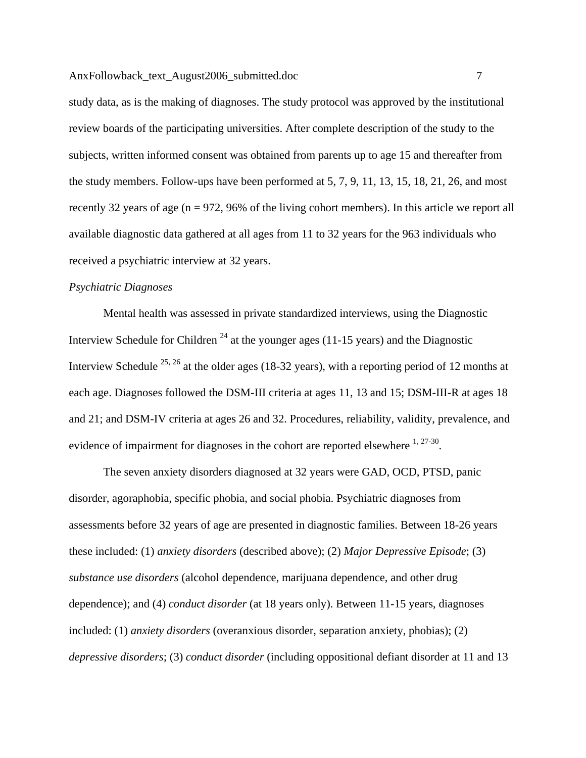study data, as is the making of diagnoses. The study protocol was approved by the institutional review boards of the participating universities. After complete description of the study to the subjects, written informed consent was obtained from parents up to age 15 and thereafter from the study members. Follow-ups have been performed at 5, 7, 9, 11, 13, 15, 18, 21, 26, and most recently 32 years of age (n = 972, 96% of the living cohort members). In this article we report all available diagnostic data gathered at all ages from 11 to 32 years for the 963 individuals who received a psychiatric interview at 32 years.

*Psychiatric Diagnoses*

Mental health was assessed in private standardized interviews, using the Diagnostic Interview Schedule for Children [24] at the younger ages (11-15 years) and the Diagnostic Interview Schedule [25, 26] at the older ages (18-32 years), with a reporting period of 12 months at each age. Diagnoses followed the DSM-III criteria at ages 11, 13 and 15; DSM-III-R at ages 18 and 21; and DSM-IV criteria at ages 26 and 32. Procedures, reliability, validity, prevalence, and evidence of impairment for diagnoses in the cohort are reported elsewhere [1, 27-30].

The seven anxiety disorders diagnosed at 32 years were GAD, OCD, PTSD, panic disorder, agoraphobia, specific phobia, and social phobia. Psychiatric diagnoses from assessments before 32 years of age are presented in diagnostic families. Between 18-26 years these included: (1) *anxiety disorders* (described above); (2) *Major Depressive Episode*; (3) *substance use disorders* (alcohol dependence, marijuana dependence, and other drug dependence); and (4) *conduct disorder* (at 18 years only). Between 11-15 years, diagnoses included: (1) *anxiety disorders* (overanxious disorder, separation anxiety, phobias); (2) *depressive disorders*; (3) *conduct disorder* (including oppositional defiant disorder at 11 and 13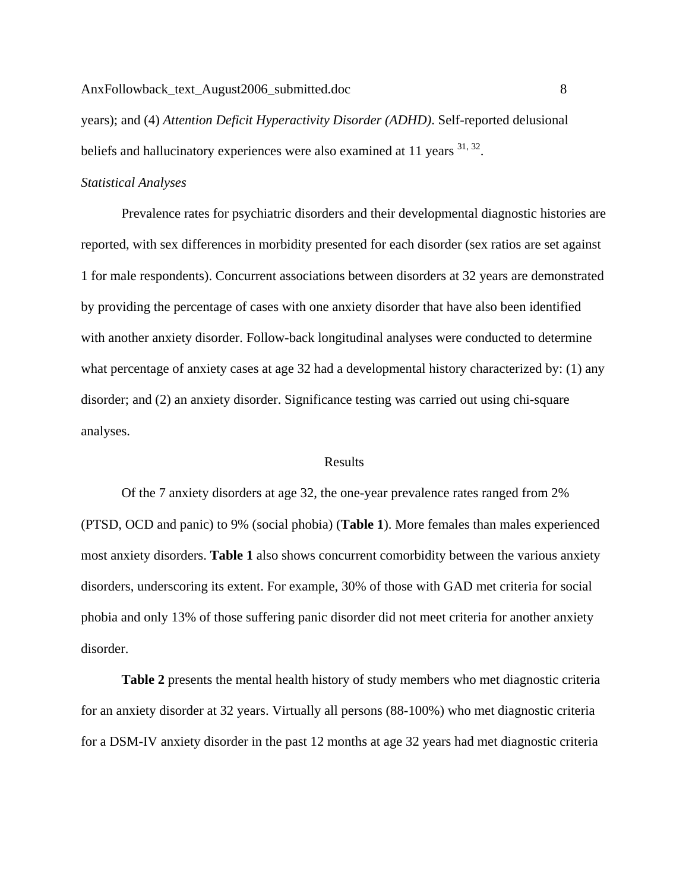years); and (4) *Attention Deficit Hyperactivity Disorder (ADHD)*. Self-reported delusional beliefs and hallucinatory experiences were also examined at 11 years [31, 32].

*Statistical Analyses*

Prevalence rates for psychiatric disorders and their developmental diagnostic histories are reported, with sex differences in morbidity presented for each disorder (sex ratios are set against 1 for male respondents). Concurrent associations between disorders at 32 years are demonstrated by providing the percentage of cases with one anxiety disorder that have also been identified with another anxiety disorder. Follow-back longitudinal analyses were conducted to determine what percentage of anxiety cases at age 32 had a developmental history characterized by: (1) any disorder; and (2) an anxiety disorder. Significance testing was carried out using chi-square analyses.

## Results

Of the 7 anxiety disorders at age 32, the one-year prevalence rates ranged from 2% (PTSD, OCD and panic) to 9% (social phobia) (**Table 1**). More females than males experienced most anxiety disorders. **Table 1** also shows concurrent comorbidity between the various anxiety disorders, underscoring its extent. For example, 30% of those with GAD met criteria for social phobia and only 13% of those suffering panic disorder did not meet criteria for another anxiety disorder.

**Table 2** presents the mental health history of study members who met diagnostic criteria for an anxiety disorder at 32 years. Virtually all persons (88-100%) who met diagnostic criteria for a DSM-IV anxiety disorder in the past 12 months at age 32 years had met diagnostic criteria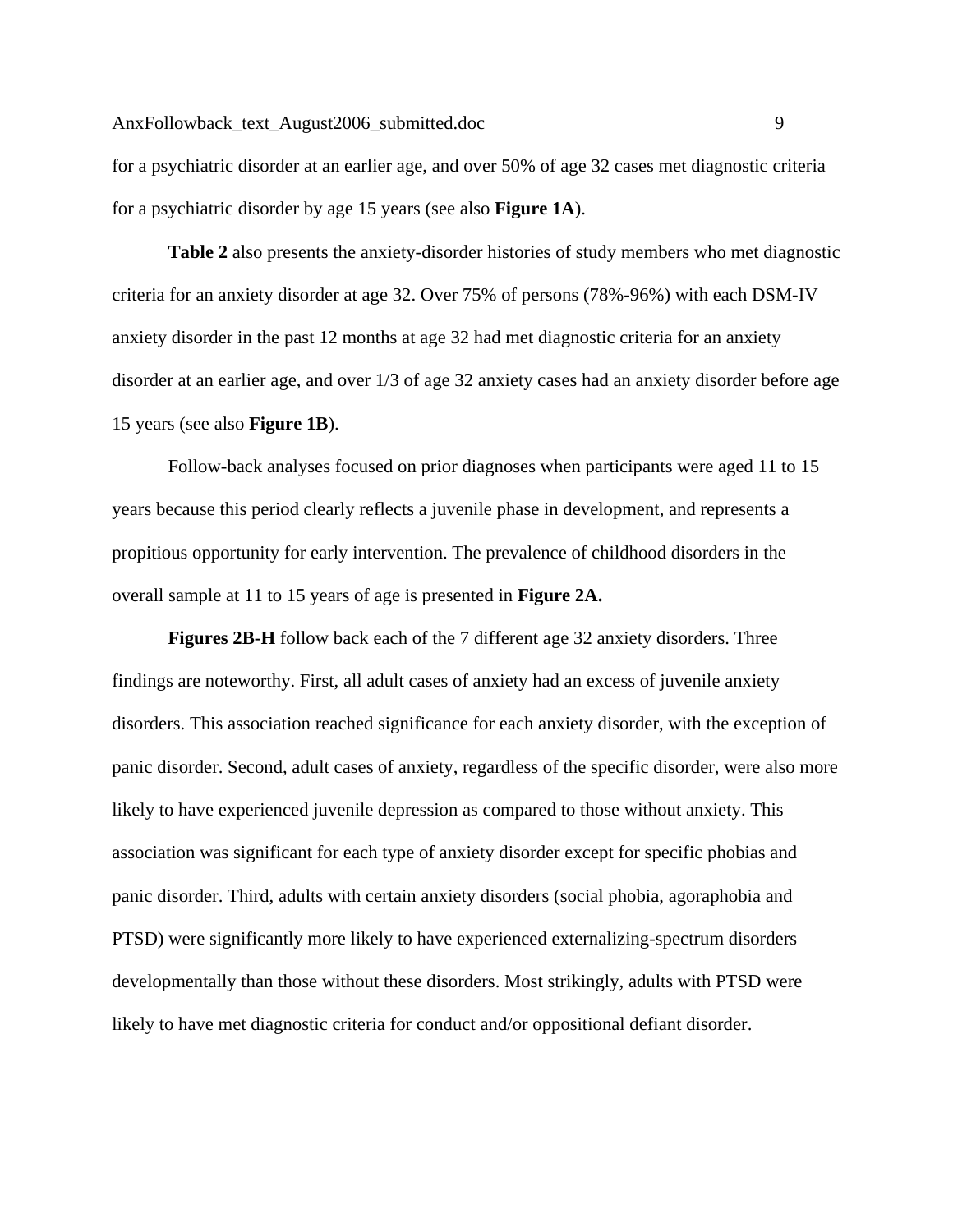for a psychiatric disorder at an earlier age, and over 50% of age 32 cases met diagnostic criteria for a psychiatric disorder by age 15 years (see also **Figure 1A**).

**Table 2** also presents the anxiety-disorder histories of study members who met diagnostic criteria for an anxiety disorder at age 32. Over 75% of persons (78%-96%) with each DSM-IV anxiety disorder in the past 12 months at age 32 had met diagnostic criteria for an anxiety disorder at an earlier age, and over 1/3 of age 32 anxiety cases had an anxiety disorder before age 15 years (see also **Figure 1B**).

Follow-back analyses focused on prior diagnoses when participants were aged 11 to 15 years because this period clearly reflects a juvenile phase in development, and represents a propitious opportunity for early intervention. The prevalence of childhood disorders in the overall sample at 11 to 15 years of age is presented in **Figure 2A.**

**Figures 2B-H** follow back each of the 7 different age 32 anxiety disorders. Three findings are noteworthy. First, all adult cases of anxiety had an excess of juvenile anxiety disorders. This association reached significance for each anxiety disorder, with the exception of panic disorder. Second, adult cases of anxiety, regardless of the specific disorder, were also more likely to have experienced juvenile depression as compared to those without anxiety. This association was significant for each type of anxiety disorder except for specific phobias and panic disorder. Third, adults with certain anxiety disorders (social phobia, agoraphobia and PTSD) were significantly more likely to have experienced externalizing-spectrum disorders developmentally than those without these disorders. Most strikingly, adults with PTSD were likely to have met diagnostic criteria for conduct and/or oppositional defiant disorder.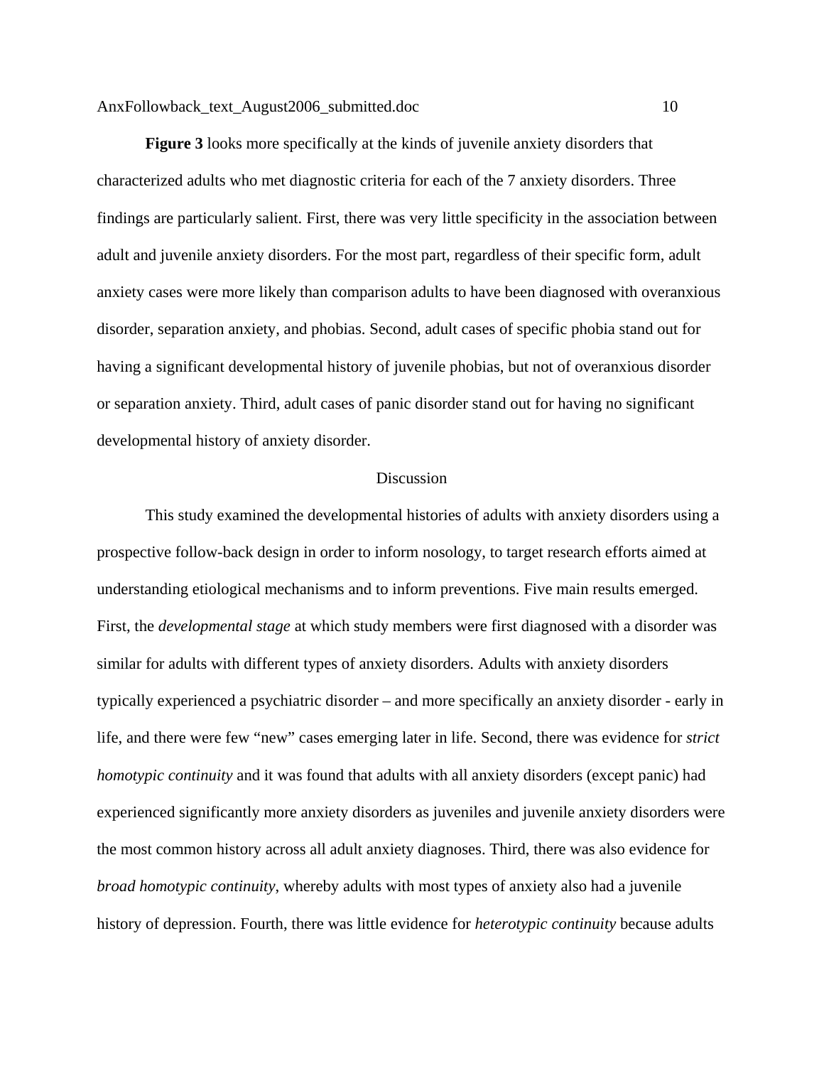**Figure 3** looks more specifically at the kinds of juvenile anxiety disorders that characterized adults who met diagnostic criteria for each of the 7 anxiety disorders. Three findings are particularly salient. First, there was very little specificity in the association between adult and juvenile anxiety disorders. For the most part, regardless of their specific form, adult anxiety cases were more likely than comparison adults to have been diagnosed with overanxious disorder, separation anxiety, and phobias. Second, adult cases of specific phobia stand out for having a significant developmental history of juvenile phobias, but not of overanxious disorder or separation anxiety. Third, adult cases of panic disorder stand out for having no significant developmental history of anxiety disorder.

## Discussion

This study examined the developmental histories of adults with anxiety disorders using a prospective follow-back design in order to inform nosology, to target research efforts aimed at understanding etiological mechanisms and to inform preventions. Five main results emerged. First, the *developmental stage* at which study members were first diagnosed with a disorder was similar for adults with different types of anxiety disorders. Adults with anxiety disorders typically experienced a psychiatric disorder – and more specifically an anxiety disorder - early in life, and there were few "new" cases emerging later in life. Second, there was evidence for *strict homotypic continuity* and it was found that adults with all anxiety disorders (except panic) had experienced significantly more anxiety disorders as juveniles and juvenile anxiety disorders were the most common history across all adult anxiety diagnoses. Third, there was also evidence for *broad homotypic continuity*, whereby adults with most types of anxiety also had a juvenile history of depression. Fourth, there was little evidence for *heterotypic continuity* because adults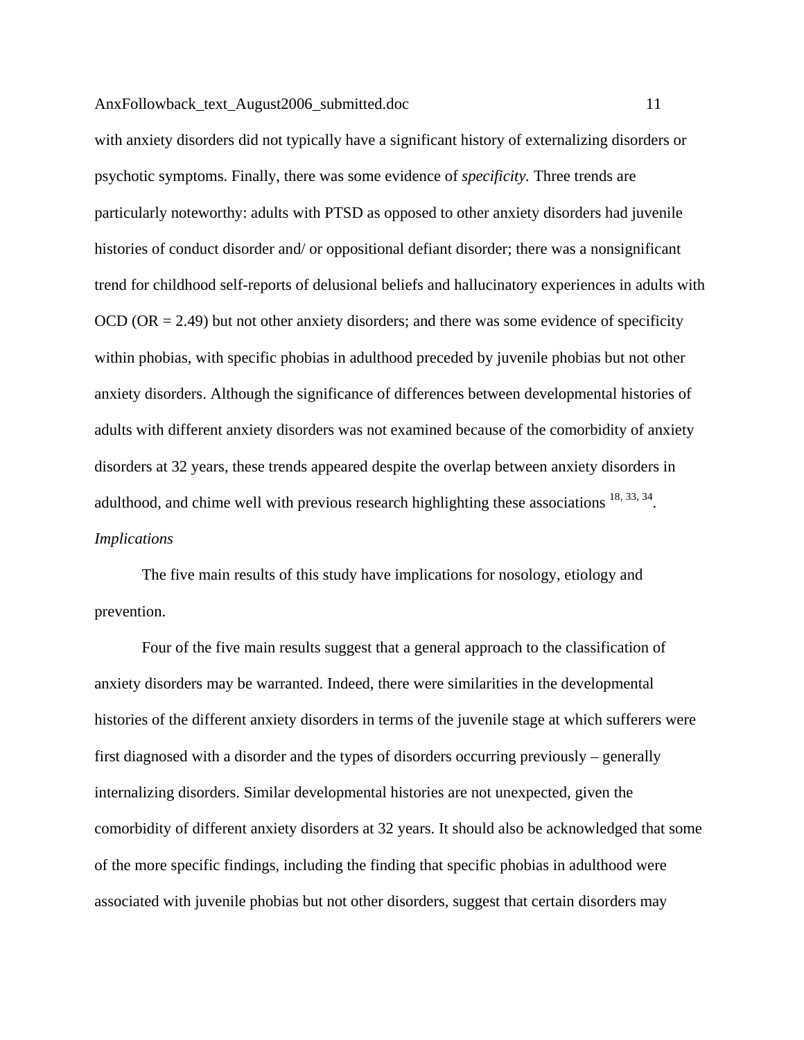with anxiety disorders did not typically have a significant history of externalizing disorders or psychotic symptoms. Finally, there was some evidence of *specificity.* Three trends are particularly noteworthy: adults with PTSD as opposed to other anxiety disorders had juvenile histories of conduct disorder and/ or oppositional defiant disorder; there was a nonsignificant trend for childhood self-reports of delusional beliefs and hallucinatory experiences in adults with OCD (OR = 2.49) but not other anxiety disorders; and there was some evidence of specificity within phobias, with specific phobias in adulthood preceded by juvenile phobias but not other anxiety disorders. Although the significance of differences between developmental histories of adults with different anxiety disorders was not examined because of the comorbidity of anxiety disorders at 32 years, these trends appeared despite the overlap between anxiety disorders in adulthood, and chime well with previous research highlighting these associations [18, 33, 34].

*Implications*

The five main results of this study have implications for nosology, etiology and prevention.

Four of the five main results suggest that a general approach to the classification of anxiety disorders may be warranted. Indeed, there were similarities in the developmental histories of the different anxiety disorders in terms of the juvenile stage at which sufferers were first diagnosed with a disorder and the types of disorders occurring previously – generally internalizing disorders. Similar developmental histories are not unexpected, given the comorbidity of different anxiety disorders at 32 years. It should also be acknowledged that some of the more specific findings, including the finding that specific phobias in adulthood were associated with juvenile phobias but not other disorders, suggest that certain disorders may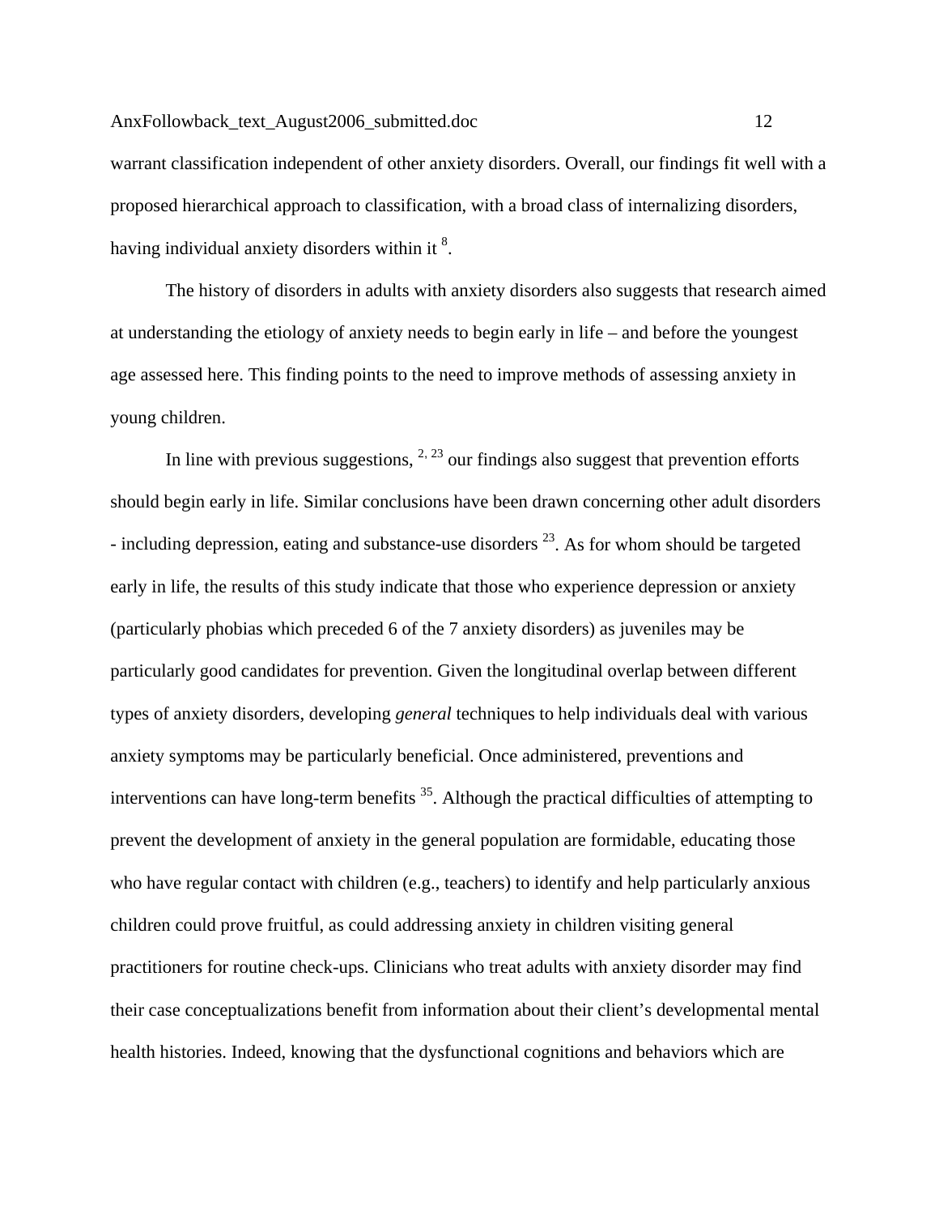warrant classification independent of other anxiety disorders. Overall, our findings fit well with a proposed hierarchical approach to classification, with a broad class of internalizing disorders, having individual anxiety disorders within it [8].

The history of disorders in adults with anxiety disorders also suggests that research aimed at understanding the etiology of anxiety needs to begin early in life – and before the youngest age assessed here. This finding points to the need to improve methods of assessing anxiety in young children.

In line with previous suggestions, [2, 23] our findings also suggest that prevention efforts should begin early in life. Similar conclusions have been drawn concerning other adult disorders - including depression, eating and substance-use disorders [23]. As for whom should be targeted early in life, the results of this study indicate that those who experience depression or anxiety (particularly phobias which preceded 6 of the 7 anxiety disorders) as juveniles may be particularly good candidates for prevention. Given the longitudinal overlap between different types of anxiety disorders, developing *general* techniques to help individuals deal with various anxiety symptoms may be particularly beneficial. Once administered, preventions and interventions can have long-term benefits [35]. Although the practical difficulties of attempting to prevent the development of anxiety in the general population are formidable, educating those who have regular contact with children (e.g., teachers) to identify and help particularly anxious children could prove fruitful, as could addressing anxiety in children visiting general practitioners for routine check-ups. Clinicians who treat adults with anxiety disorder may find their case conceptualizations benefit from information about their client's developmental mental health histories. Indeed, knowing that the dysfunctional cognitions and behaviors which are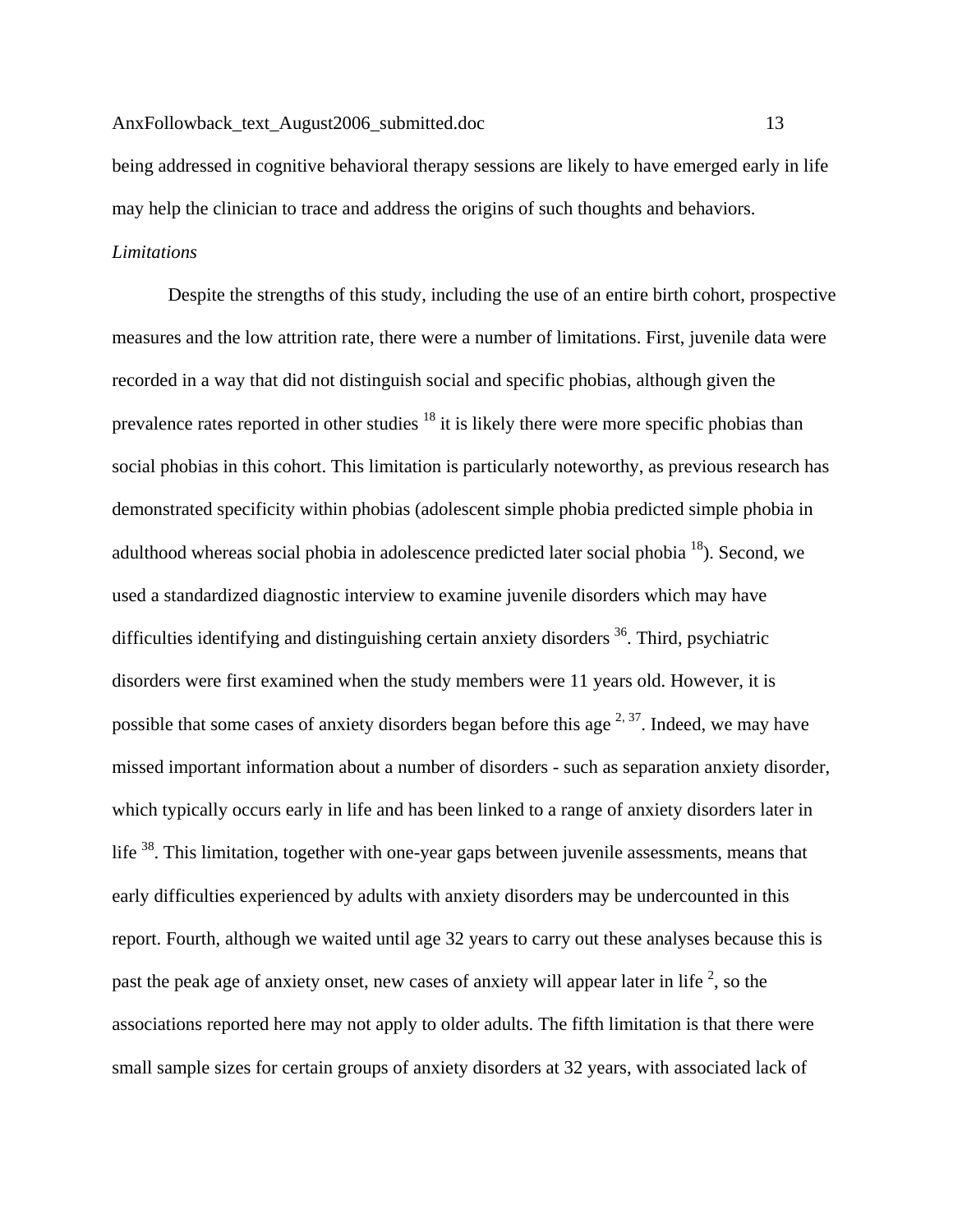being addressed in cognitive behavioral therapy sessions are likely to have emerged early in life may help the clinician to trace and address the origins of such thoughts and behaviors.

*Limitations*

Despite the strengths of this study, including the use of an entire birth cohort, prospective measures and the low attrition rate, there were a number of limitations. First, juvenile data were recorded in a way that did not distinguish social and specific phobias, although given the prevalence rates reported in other studies [18] it is likely there were more specific phobias than social phobias in this cohort. This limitation is particularly noteworthy, as previous research has demonstrated specificity within phobias (adolescent simple phobia predicted simple phobia in adulthood whereas social phobia in adolescence predicted later social phobia [18]). Second, we used a standardized diagnostic interview to examine juvenile disorders which may have difficulties identifying and distinguishing certain anxiety disorders [36]. Third, psychiatric disorders were first examined when the study members were 11 years old. However, it is possible that some cases of anxiety disorders began before this age [2, 37]. Indeed, we may have missed important information about a number of disorders - such as separation anxiety disorder, which typically occurs early in life and has been linked to a range of anxiety disorders later in life [38]. This limitation, together with one-year gaps between juvenile assessments, means that early difficulties experienced by adults with anxiety disorders may be undercounted in this report. Fourth, although we waited until age 32 years to carry out these analyses because this is past the peak age of anxiety onset, new cases of anxiety will appear later in life [2], so the associations reported here may not apply to older adults. The fifth limitation is that there were small sample sizes for certain groups of anxiety disorders at 32 years, with associated lack of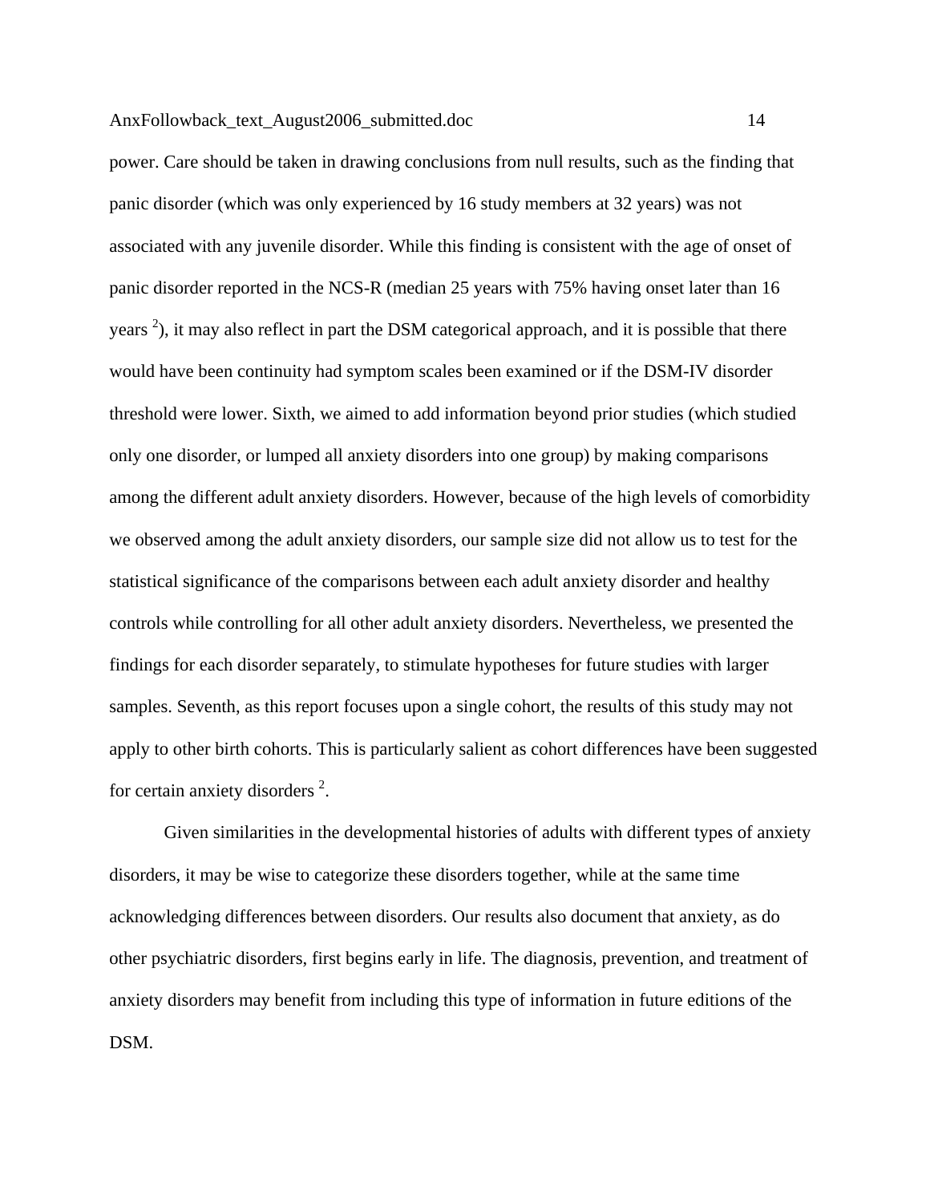power. Care should be taken in drawing conclusions from null results, such as the finding that panic disorder (which was only experienced by 16 study members at 32 years) was not associated with any juvenile disorder. While this finding is consistent with the age of onset of panic disorder reported in the NCS-R (median 25 years with 75% having onset later than 16 years [2]), it may also reflect in part the DSM categorical approach, and it is possible that there would have been continuity had symptom scales been examined or if the DSM-IV disorder threshold were lower. Sixth, we aimed to add information beyond prior studies (which studied only one disorder, or lumped all anxiety disorders into one group) by making comparisons among the different adult anxiety disorders. However, because of the high levels of comorbidity we observed among the adult anxiety disorders, our sample size did not allow us to test for the statistical significance of the comparisons between each adult anxiety disorder and healthy controls while controlling for all other adult anxiety disorders. Nevertheless, we presented the findings for each disorder separately, to stimulate hypotheses for future studies with larger samples. Seventh, as this report focuses upon a single cohort, the results of this study may not apply to other birth cohorts. This is particularly salient as cohort differences have been suggested for certain anxiety disorders [2].

Given similarities in the developmental histories of adults with different types of anxiety disorders, it may be wise to categorize these disorders together, while at the same time acknowledging differences between disorders. Our results also document that anxiety, as do other psychiatric disorders, first begins early in life. The diagnosis, prevention, and treatment of anxiety disorders may benefit from including this type of information in future editions of the DSM.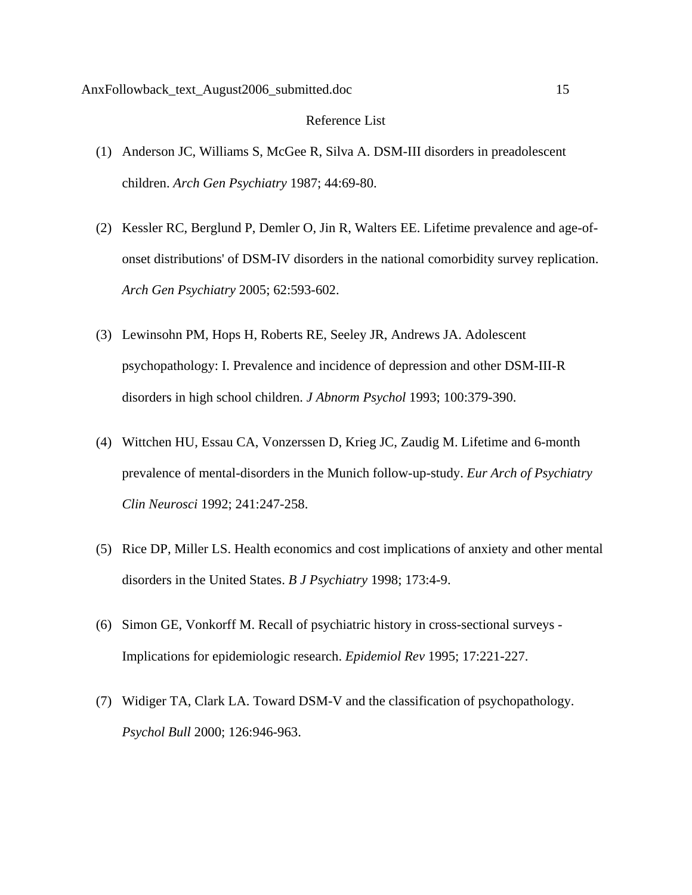## Reference List

(1) Anderson JC, Williams S, McGee R, Silva A. DSM-III disorders in preadolescent children. *Arch Gen Psychiatry* 1987; 44:69-80.

(2) Kessler RC, Berglund P, Demler O, Jin R, Walters EE. Lifetime prevalence and age-of-onset distributions' of DSM-IV disorders in the national comorbidity survey replication. *Arch Gen Psychiatry* 2005; 62:593-602.

(3) Lewinsohn PM, Hops H, Roberts RE, Seeley JR, Andrews JA. Adolescent psychopathology: I. Prevalence and incidence of depression and other DSM-III-R disorders in high school children. *J Abnorm Psychol* 1993; 100:379-390.

(4) Wittchen HU, Essau CA, Vonzerssen D, Krieg JC, Zaudig M. Lifetime and 6-month prevalence of mental-disorders in the Munich follow-up-study. *Eur Arch of Psychiatry Clin Neurosci* 1992; 241:247-258.

(5) Rice DP, Miller LS. Health economics and cost implications of anxiety and other mental disorders in the United States. *B J Psychiatry* 1998; 173:4-9.

(6) Simon GE, Vonkorff M. Recall of psychiatric history in cross-sectional surveys - Implications for epidemiologic research. *Epidemiol Rev* 1995; 17:221-227.

(7) Widiger TA, Clark LA. Toward DSM-V and the classification of psychopathology. *Psychol Bull* 2000; 126:946-963.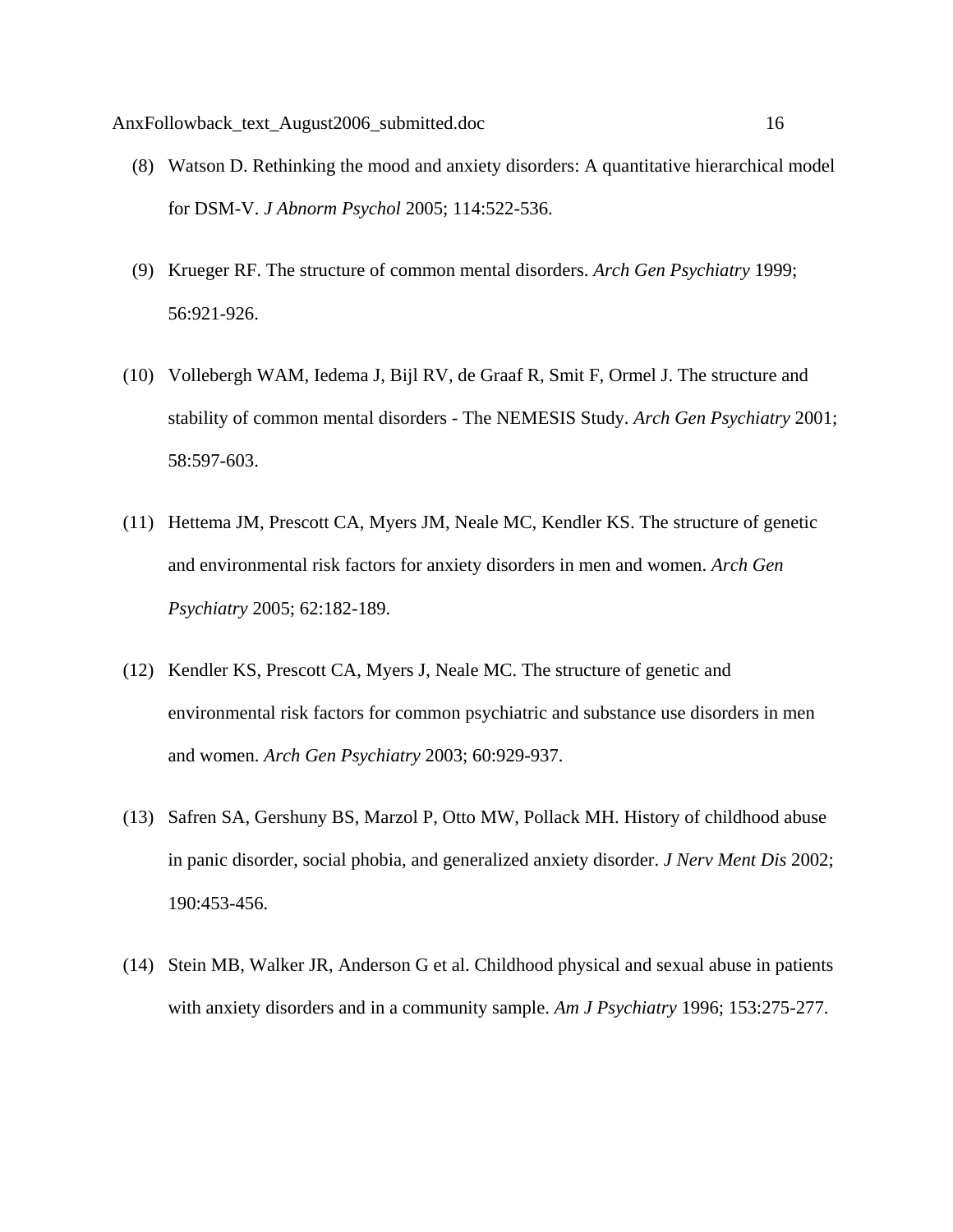(8) Watson D. Rethinking the mood and anxiety disorders: A quantitative hierarchical model for DSM-V. *J Abnorm Psychol* 2005; 114:522-536.

(9) Krueger RF. The structure of common mental disorders. *Arch Gen Psychiatry* 1999; 56:921-926.

(10) Vollebergh WAM, Iedema J, Bijl RV, de Graaf R, Smit F, Ormel J. The structure and stability of common mental disorders - The NEMESIS Study. *Arch Gen Psychiatry* 2001; 58:597-603.

(11) Hettema JM, Prescott CA, Myers JM, Neale MC, Kendler KS. The structure of genetic and environmental risk factors for anxiety disorders in men and women. *Arch Gen Psychiatry* 2005; 62:182-189.

(12) Kendler KS, Prescott CA, Myers J, Neale MC. The structure of genetic and environmental risk factors for common psychiatric and substance use disorders in men and women. *Arch Gen Psychiatry* 2003; 60:929-937.

(13) Safren SA, Gershuny BS, Marzol P, Otto MW, Pollack MH. History of childhood abuse in panic disorder, social phobia, and generalized anxiety disorder. *J Nerv Ment Dis* 2002; 190:453-456.

(14) Stein MB, Walker JR, Anderson G et al. Childhood physical and sexual abuse in patients with anxiety disorders and in a community sample. *Am J Psychiatry* 1996; 153:275-277.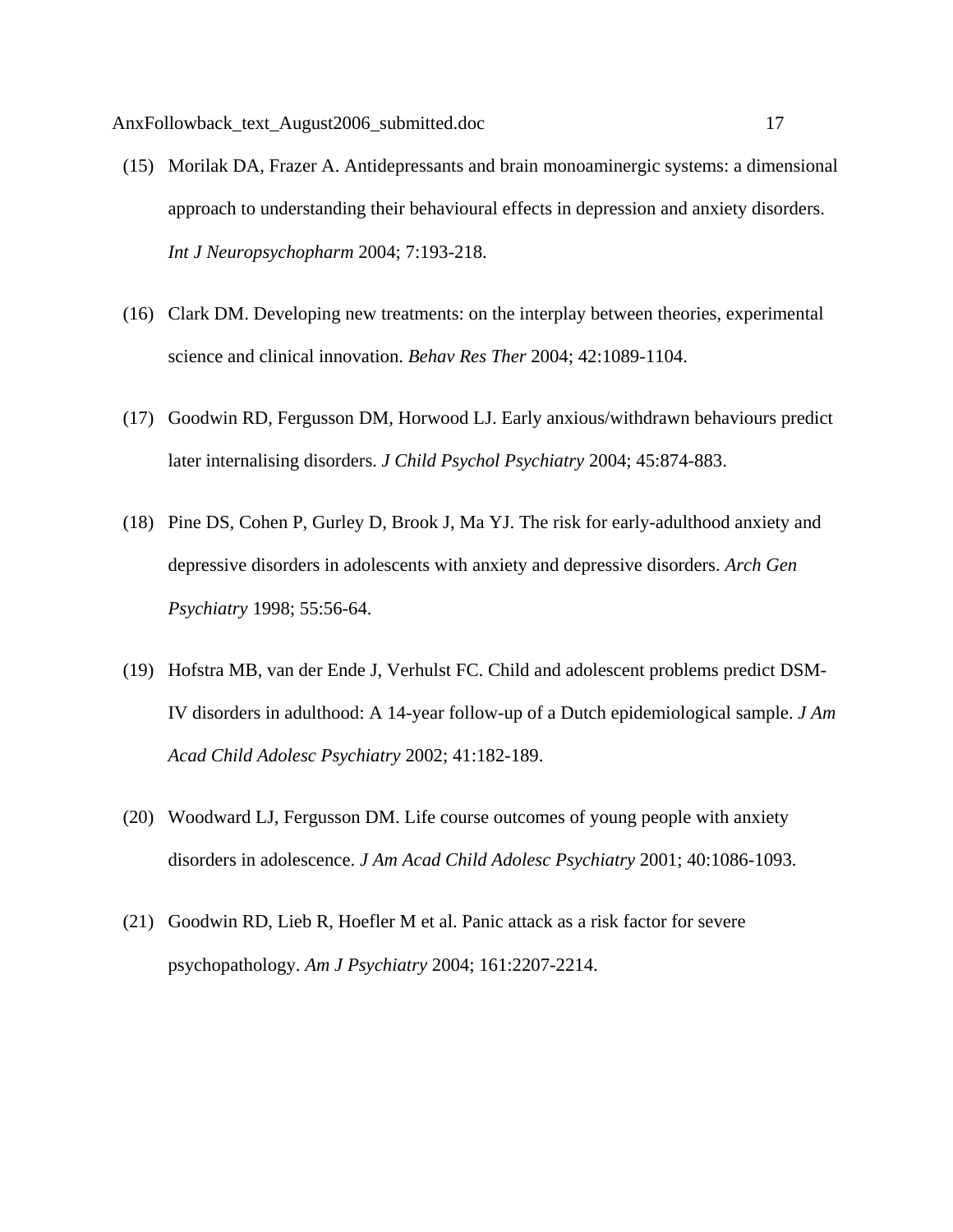(15) Morilak DA, Frazer A. Antidepressants and brain monoaminergic systems: a dimensional approach to understanding their behavioural effects in depression and anxiety disorders. *Int J Neuropsychopharm* 2004; 7:193-218.

(16) Clark DM. Developing new treatments: on the interplay between theories, experimental science and clinical innovation. *Behav Res Ther* 2004; 42:1089-1104.

(17) Goodwin RD, Fergusson DM, Horwood LJ. Early anxious/withdrawn behaviours predict later internalising disorders. *J Child Psychol Psychiatry* 2004; 45:874-883.

(18) Pine DS, Cohen P, Gurley D, Brook J, Ma YJ. The risk for early-adulthood anxiety and depressive disorders in adolescents with anxiety and depressive disorders. *Arch Gen Psychiatry* 1998; 55:56-64.

(19) Hofstra MB, van der Ende J, Verhulst FC. Child and adolescent problems predict DSM-IV disorders in adulthood: A 14-year follow-up of a Dutch epidemiological sample. *J Am Acad Child Adolesc Psychiatry* 2002; 41:182-189.

(20) Woodward LJ, Fergusson DM. Life course outcomes of young people with anxiety disorders in adolescence. *J Am Acad Child Adolesc Psychiatry* 2001; 40:1086-1093.

(21) Goodwin RD, Lieb R, Hoefler M et al. Panic attack as a risk factor for severe psychopathology. *Am J Psychiatry* 2004; 161:2207-2214.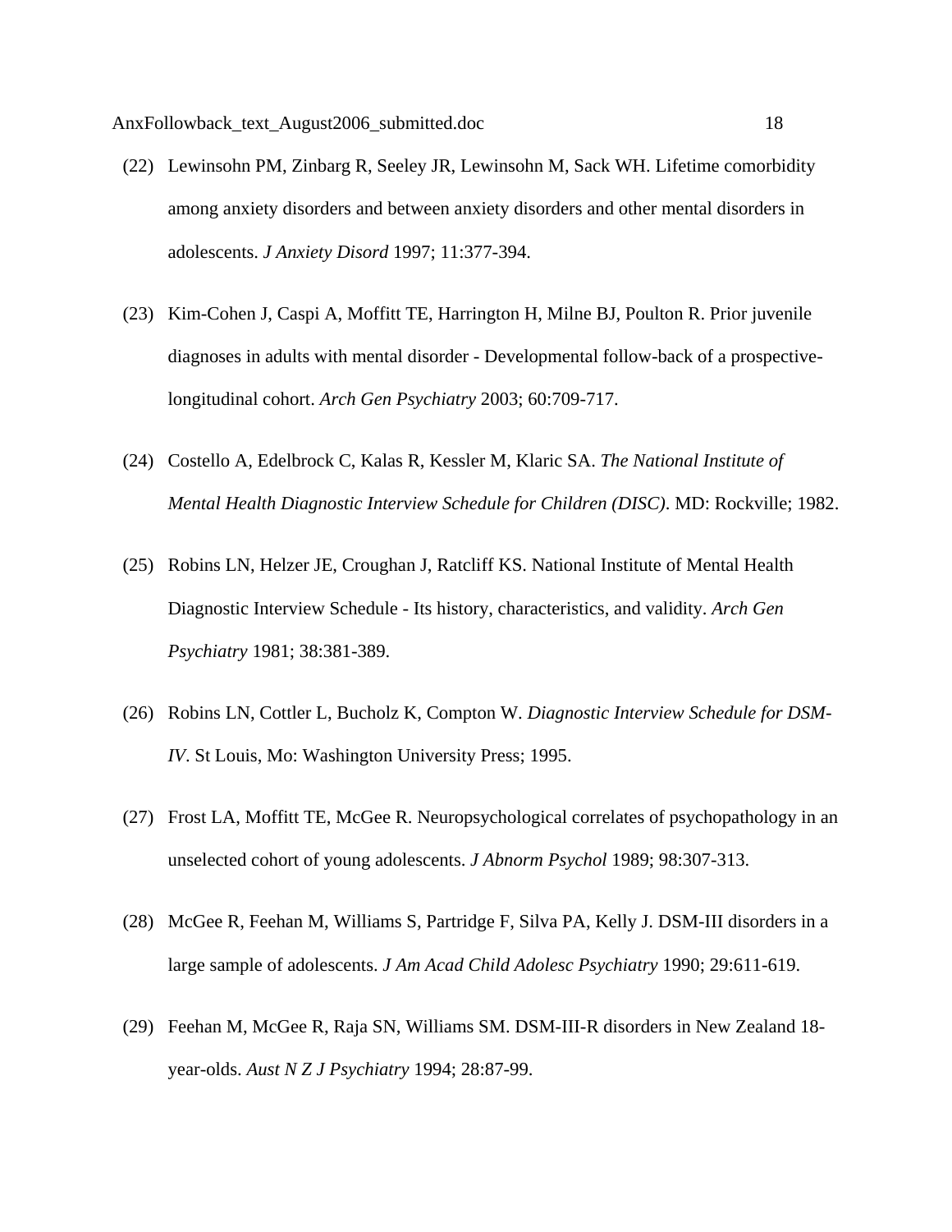(22) Lewinsohn PM, Zinbarg R, Seeley JR, Lewinsohn M, Sack WH. Lifetime comorbidity among anxiety disorders and between anxiety disorders and other mental disorders in adolescents. *J Anxiety Disord* 1997; 11:377-394.

(23) Kim-Cohen J, Caspi A, Moffitt TE, Harrington H, Milne BJ, Poulton R. Prior juvenile diagnoses in adults with mental disorder - Developmental follow-back of a prospective-longitudinal cohort. *Arch Gen Psychiatry* 2003; 60:709-717.

(24) Costello A, Edelbrock C, Kalas R, Kessler M, Klaric SA. *The National Institute of Mental Health Diagnostic Interview Schedule for Children (DISC)*. MD: Rockville; 1982.

(25) Robins LN, Helzer JE, Croughan J, Ratcliff KS. National Institute of Mental Health Diagnostic Interview Schedule - Its history, characteristics, and validity. *Arch Gen Psychiatry* 1981; 38:381-389.

(26) Robins LN, Cottler L, Bucholz K, Compton W. *Diagnostic Interview Schedule for DSM-IV*. St Louis, Mo: Washington University Press; 1995.

(27) Frost LA, Moffitt TE, McGee R. Neuropsychological correlates of psychopathology in an unselected cohort of young adolescents. *J Abnorm Psychol* 1989; 98:307-313.

(28) McGee R, Feehan M, Williams S, Partridge F, Silva PA, Kelly J. DSM-III disorders in a large sample of adolescents. *J Am Acad Child Adolesc Psychiatry* 1990; 29:611-619.

(29) Feehan M, McGee R, Raja SN, Williams SM. DSM-III-R disorders in New Zealand 18-year-olds. *Aust N Z J Psychiatry* 1994; 28:87-99.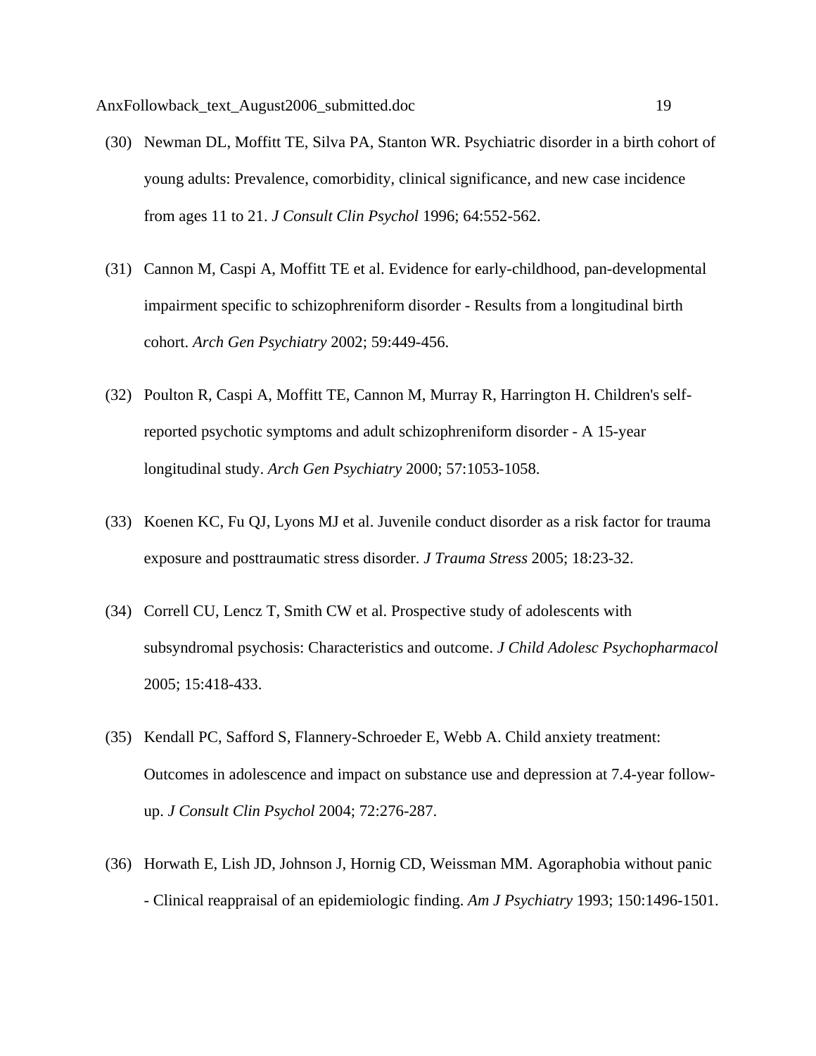(30) Newman DL, Moffitt TE, Silva PA, Stanton WR. Psychiatric disorder in a birth cohort of young adults: Prevalence, comorbidity, clinical significance, and new case incidence from ages 11 to 21. *J Consult Clin Psychol* 1996; 64:552-562.

(31) Cannon M, Caspi A, Moffitt TE et al. Evidence for early-childhood, pan-developmental impairment specific to schizophreniform disorder - Results from a longitudinal birth cohort. *Arch Gen Psychiatry* 2002; 59:449-456.

(32) Poulton R, Caspi A, Moffitt TE, Cannon M, Murray R, Harrington H. Children's self-reported psychotic symptoms and adult schizophreniform disorder - A 15-year longitudinal study. *Arch Gen Psychiatry* 2000; 57:1053-1058.

(33) Koenen KC, Fu QJ, Lyons MJ et al. Juvenile conduct disorder as a risk factor for trauma exposure and posttraumatic stress disorder. *J Trauma Stress* 2005; 18:23-32.

(34) Correll CU, Lencz T, Smith CW et al. Prospective study of adolescents with subsyndromal psychosis: Characteristics and outcome. *J Child Adolesc Psychopharmacol* 2005; 15:418-433.

(35) Kendall PC, Safford S, Flannery-Schroeder E, Webb A. Child anxiety treatment: Outcomes in adolescence and impact on substance use and depression at 7.4-year follow-up. *J Consult Clin Psychol* 2004; 72:276-287.

(36) Horwath E, Lish JD, Johnson J, Hornig CD, Weissman MM. Agoraphobia without panic - Clinical reappraisal of an epidemiologic finding. *Am J Psychiatry* 1993; 150:1496-1501.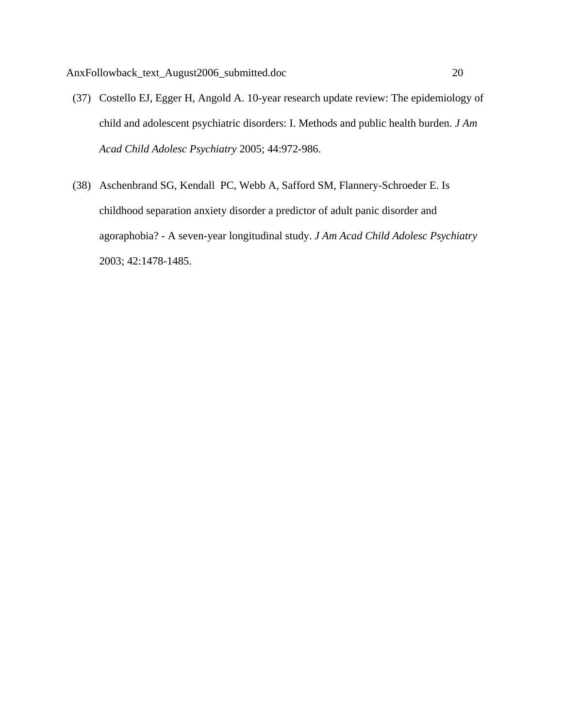(37) Costello EJ, Egger H, Angold A. 10-year research update review: The epidemiology of child and adolescent psychiatric disorders: I. Methods and public health burden. *J Am Acad Child Adolesc Psychiatry* 2005; 44:972-986.

(38) Aschenbrand SG, Kendall PC, Webb A, Safford SM, Flannery-Schroeder E. Is childhood separation anxiety disorder a predictor of adult panic disorder and agoraphobia? - A seven-year longitudinal study. *J Am Acad Child Adolesc Psychiatry* 2003; 42:1478-1485.